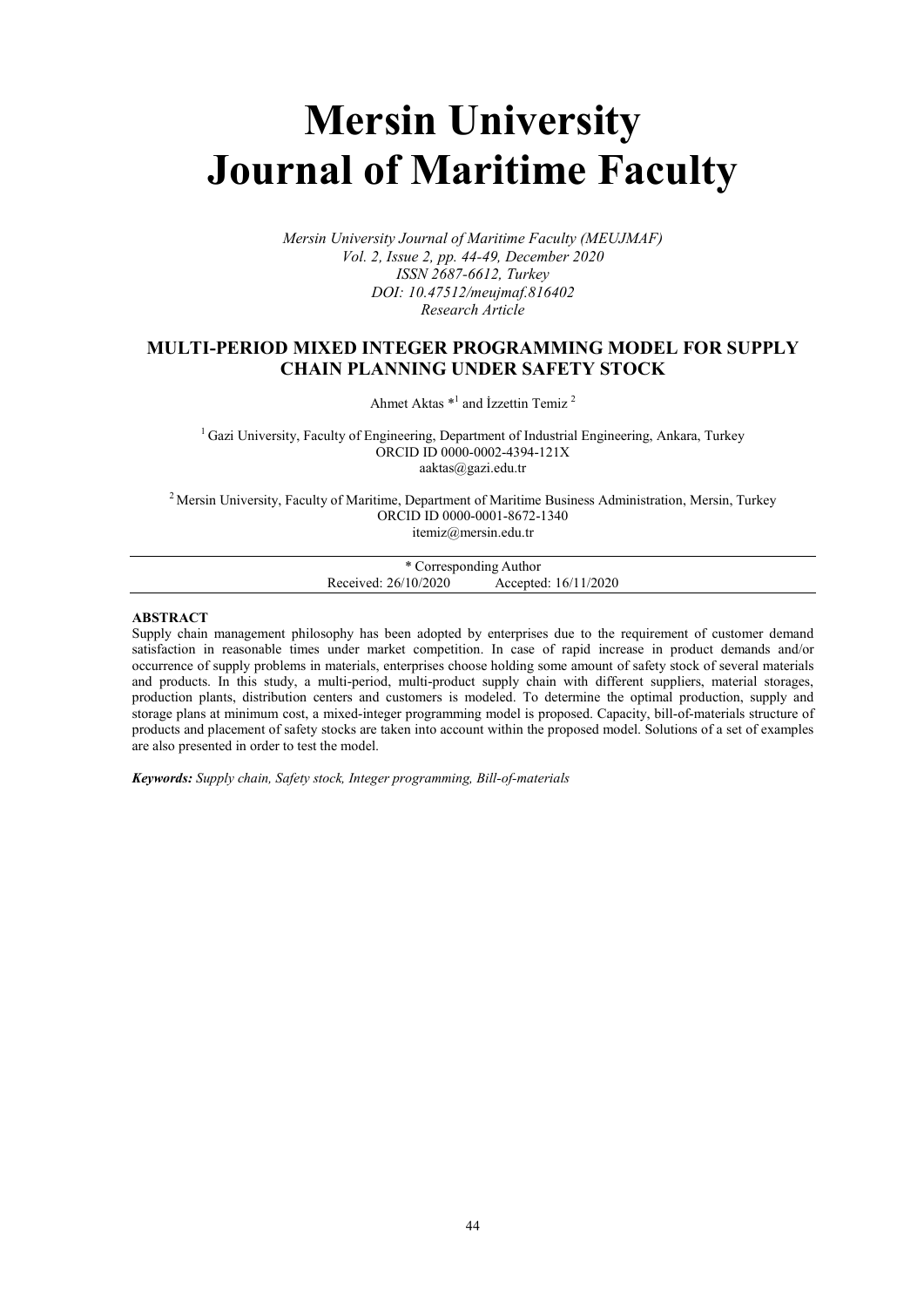# Mersin University Journal of Maritime Faculty

*Mersin University Journal of Maritime Faculty (MEUJMAF)*
*Vol. 2, Issue 2, pp. 44-49, December 2020*
*ISSN 2687-6612, Turkey*
*DOI: 10.47512/meujmaf.816402*
*Research Article*

## MULTI-PERIOD MIXED INTEGER PROGRAMMING MODEL FOR SUPPLY CHAIN PLANNING UNDER SAFETY STOCK

Ahmet Aktas *[1] and İzzettin Temiz [2]

[1] Gazi University, Faculty of Engineering, Department of Industrial Engineering, Ankara, Turkey
ORCID ID 0000-0002-4394-121X
aaktas@gazi.edu.tr

[2] Mersin University, Faculty of Maritime, Department of Maritime Business Administration, Mersin, Turkey
ORCID ID 0000-0001-8672-1340
itemiz@mersin.edu.tr

\* Corresponding Author
Received: 26/10/2020 Accepted: 16/11/2020

### ABSTRACT

Supply chain management philosophy has been adopted by enterprises due to the requirement of customer demand satisfaction in reasonable times under market competition. In case of rapid increase in product demands and/or occurrence of supply problems in materials, enterprises choose holding some amount of safety stock of several materials and products. In this study, a multi-period, multi-product supply chain with different suppliers, material storages, production plants, distribution centers and customers is modeled. To determine the optimal production, supply and storage plans at minimum cost, a mixed-integer programming model is proposed. Capacity, bill-of-materials structure of products and placement of safety stocks are taken into account within the proposed model. Solutions of a set of examples are also presented in order to test the model.

***Keywords:*** *Supply chain, Safety stock, Integer programming, Bill-of-materials*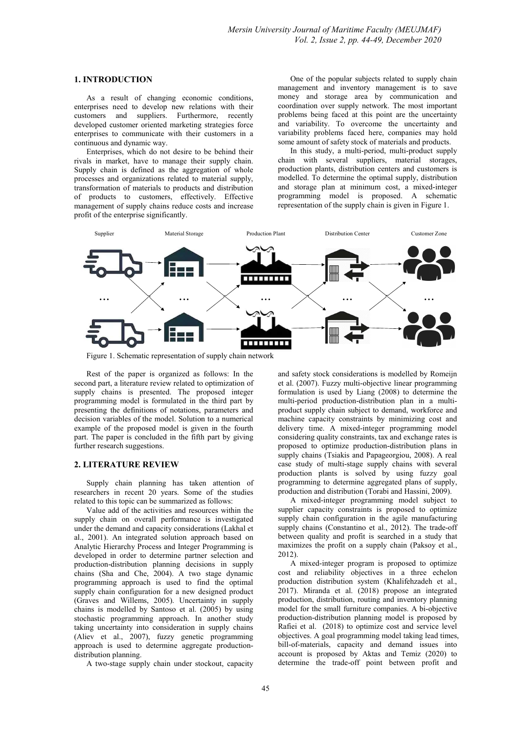## 1. INTRODUCTION

As a result of changing economic conditions, enterprises need to develop new relations with their customers and suppliers. Furthermore, recently developed customer oriented marketing strategies force enterprises to communicate with their customers in a continuous and dynamic way.

Enterprises, which do not desire to be behind their rivals in market, have to manage their supply chain. Supply chain is defined as the aggregation of whole processes and organizations related to material supply, transformation of materials to products and distribution of products to customers, effectively. Effective management of supply chains reduce costs and increase profit of the enterprise significantly.

One of the popular subjects related to supply chain management and inventory management is to save money and storage area by communication and coordination over supply network. The most important problems being faced at this point are the uncertainty and variability. To overcome the uncertainty and variability problems faced here, companies may hold some amount of safety stock of materials and products.

In this study, a multi-period, multi-product supply chain with several suppliers, material storages, production plants, distribution centers and customers is modelled. To determine the optimal supply, distribution and storage plan at minimum cost, a mixed-integer programming model is proposed. A schematic representation of the supply chain is given in Figure 1.

Supplier — Material Storage — Production Plant — Distribution Center — Customer Zone

Figure 1. Schematic representation of supply chain network

Rest of the paper is organized as follows: In the second part, a literature review related to optimization of supply chains is presented. The proposed integer programming model is formulated in the third part by presenting the definitions of notations, parameters and decision variables of the model. Solution to a numerical example of the proposed model is given in the fourth part. The paper is concluded in the fifth part by giving further research suggestions.

## 2. LITERATURE REVIEW

Supply chain planning has taken attention of researchers in recent 20 years. Some of the studies related to this topic can be summarized as follows:

Value add of the activities and resources within the supply chain on overall performance is investigated under the demand and capacity considerations (Lakhal et al., 2001). An integrated solution approach based on Analytic Hierarchy Process and Integer Programming is developed in order to determine partner selection and production-distribution planning decisions in supply chains (Sha and Che, 2004). A two stage dynamic programming approach is used to find the optimal supply chain configuration for a new designed product (Graves and Willems, 2005). Uncertainty in supply chains is modelled by Santoso et al. (2005) by using stochastic programming approach. In another study taking uncertainty into consideration in supply chains (Aliev et al., 2007), fuzzy genetic programming approach is used to determine aggregate production-distribution planning.

A two-stage supply chain under stockout, capacity and safety stock considerations is modelled by Romeijn et al. (2007). Fuzzy multi-objective linear programming formulation is used by Liang (2008) to determine the multi-period production-distribution plan in a multi-product supply chain subject to demand, workforce and machine capacity constraints by minimizing cost and delivery time. A mixed-integer programming model considering quality constraints, tax and exchange rates is proposed to optimize production-distribution plans in supply chains (Tsiakis and Papageorgiou, 2008). A real case study of multi-stage supply chains with several production plants is solved by using fuzzy goal programming to determine aggregated plans of supply, production and distribution (Torabi and Hassini, 2009).

A mixed-integer programming model subject to supplier capacity constraints is proposed to optimize supply chain configuration in the agile manufacturing supply chains (Constantino et al., 2012). The trade-off between quality and profit is searched in a study that maximizes the profit on a supply chain (Paksoy et al., 2012).

A mixed-integer program is proposed to optimize cost and reliability objectives in a three echelon production distribution system (Khalifehzadeh et al., 2017). Miranda et al. (2018) propose an integrated production, distribution, routing and inventory planning model for the small furniture companies. A bi-objective production-distribution planning model is proposed by Rafiei et al. (2018) to optimize cost and service level objectives. A goal programming model taking lead times, bill-of-materials, capacity and demand issues into account is proposed by Aktas and Temiz (2020) to determine the trade-off point between profit and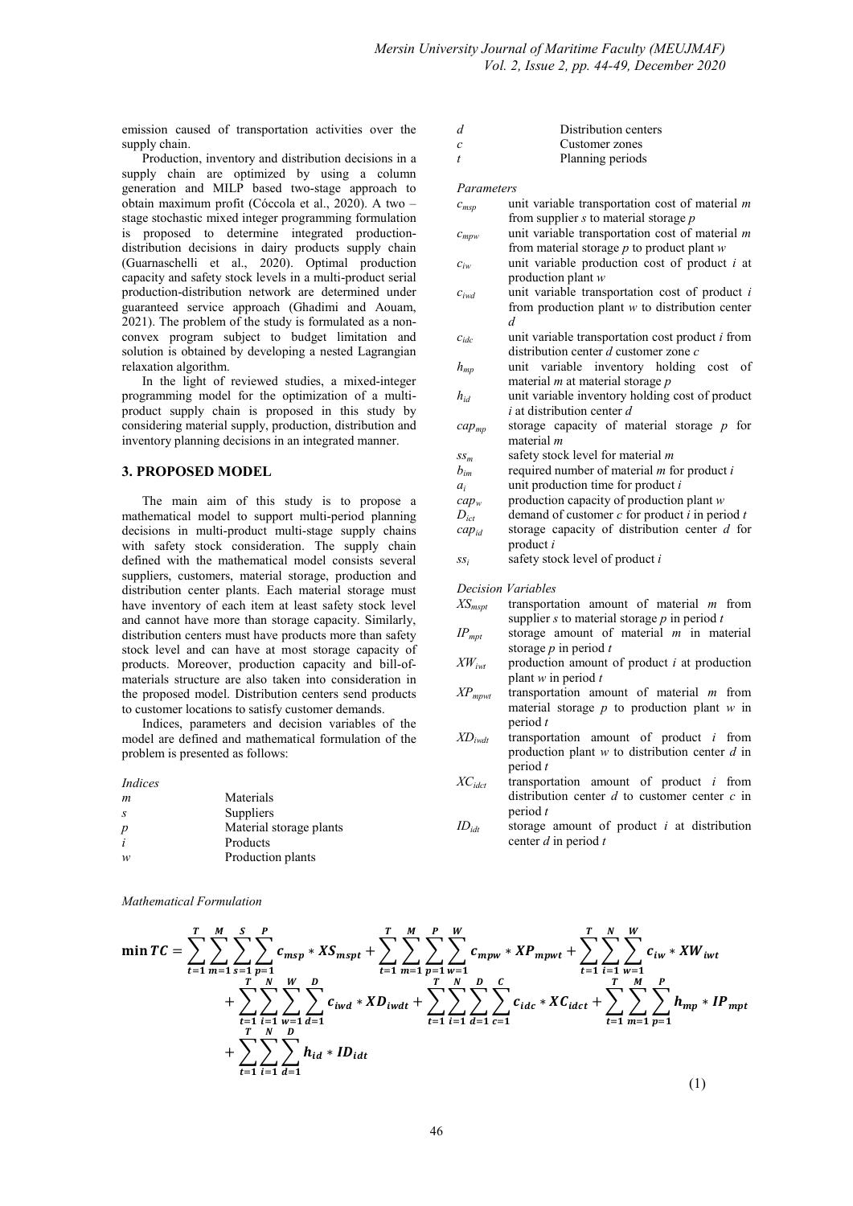emission caused of transportation activities over the supply chain.

Production, inventory and distribution decisions in a supply chain are optimized by using a column generation and MILP based two-stage approach to obtain maximum profit (Cóccola et al., 2020). A two – stage stochastic mixed integer programming formulation is proposed to determine integrated production-distribution decisions in dairy products supply chain (Guarnaschelli et al., 2020). Optimal production capacity and safety stock levels in a multi-product serial production-distribution network are determined under guaranteed service approach (Ghadimi and Aouam, 2021). The problem of the study is formulated as a non-convex program subject to budget limitation and solution is obtained by developing a nested Lagrangian relaxation algorithm.

In the light of reviewed studies, a mixed-integer programming model for the optimization of a multi-product supply chain is proposed in this study by considering material supply, production, distribution and inventory planning decisions in an integrated manner.

## 3. PROPOSED MODEL

The main aim of this study is to propose a mathematical model to support multi-period planning decisions in multi-product multi-stage supply chains with safety stock consideration. The supply chain defined with the mathematical model consists several suppliers, customers, material storage, production and distribution center plants. Each material storage must have inventory of each item at least safety stock level and cannot have more than storage capacity. Similarly, distribution centers must have products more than safety stock level and can have at most storage capacity of products. Moreover, production capacity and bill-of-materials structure are also taken into consideration in the proposed model. Distribution centers send products to customer locations to satisfy customer demands.

Indices, parameters and decision variables of the model are defined and mathematical formulation of the problem is presented as follows:

*Indices*

| | |
|---|---|
| $m$ | Materials |
| $s$ | Suppliers |
| $p$ | Material storage plants |
| $i$ | Products |
| $w$ | Production plants |
| $d$ | Distribution centers |
| $c$ | Customer zones |
| $t$ | Planning periods |

*Parameters*

| | |
|---|---|
| $c_{msp}$ | unit variable transportation cost of material $m$ from supplier $s$ to material storage $p$ |
| $c_{mpw}$ | unit variable transportation cost of material $m$ from material storage $p$ to product plant $w$ |
| $c_{iw}$ | unit variable production cost of product $i$ at production plant $w$ |
| $c_{iwd}$ | unit variable transportation cost of product $i$ from production plant $w$ to distribution center $d$ |
| $c_{idc}$ | unit variable transportation cost product $i$ from distribution center $d$ customer zone $c$ |
| $h_{mp}$ | unit variable inventory holding cost of material $m$ at material storage $p$ |
| $h_{id}$ | unit variable inventory holding cost of product $i$ at distribution center $d$ |
| $cap_{mp}$ | storage capacity of material storage $p$ for material $m$ |
| $ss_m$ | safety stock level for material $m$ |
| $b_{im}$ | required number of material $m$ for product $i$ |
| $a_i$ | unit production time for product $i$ |
| $cap_w$ | production capacity of production plant $w$ |
| $D_{ict}$ | demand of customer $c$ for product $i$ in period $t$ |
| $cap_{id}$ | storage capacity of distribution center $d$ for product $i$ |
| $ss_i$ | safety stock level of product $i$ |

*Decision Variables*

| | |
|---|---|
| $XS_{mspt}$ | transportation amount of material $m$ from supplier $s$ to material storage $p$ in period $t$ |
| $IP_{mpt}$ | storage amount of material $m$ in material storage $p$ in period $t$ |
| $XW_{iwt}$ | production amount of product $i$ at production plant $w$ in period $t$ |
| $XP_{mpwt}$ | transportation amount of material $m$ from material storage $p$ to production plant $w$ in period $t$ |
| $XD_{iwdt}$ | transportation amount of product $i$ from production plant $w$ to distribution center $d$ in period $t$ |
| $XC_{idct}$ | transportation amount of product $i$ from distribution center $d$ to customer center $c$ in period $t$ |
| $ID_{idt}$ | storage amount of product $i$ at distribution center $d$ in period $t$ |

*Mathematical Formulation*

$$
\begin{aligned}
\min TC = & \sum_{t=1}^{T}\sum_{m=1}^{M}\sum_{s=1}^{S}\sum_{p=1}^{P} c_{msp} * XS_{mspt} + \sum_{t=1}^{T}\sum_{m=1}^{M}\sum_{p=1}^{P}\sum_{w=1}^{W} c_{mpw} * XP_{mpwt} + \sum_{t=1}^{T}\sum_{i=1}^{N}\sum_{w=1}^{W} c_{iw} * XW_{iwt} \\
& + \sum_{t=1}^{T}\sum_{i=1}^{N}\sum_{w=1}^{W}\sum_{d=1}^{D} c_{iwd} * XD_{iwdt} + \sum_{t=1}^{T}\sum_{i=1}^{N}\sum_{d=1}^{D}\sum_{c=1}^{C} c_{idc} * XC_{idct} + \sum_{t=1}^{T}\sum_{m=1}^{M}\sum_{p=1}^{P} h_{mp} * IP_{mpt} \\
& + \sum_{t=1}^{T}\sum_{i=1}^{N}\sum_{d=1}^{D} h_{id} * ID_{idt}
\end{aligned} \tag{1}
$$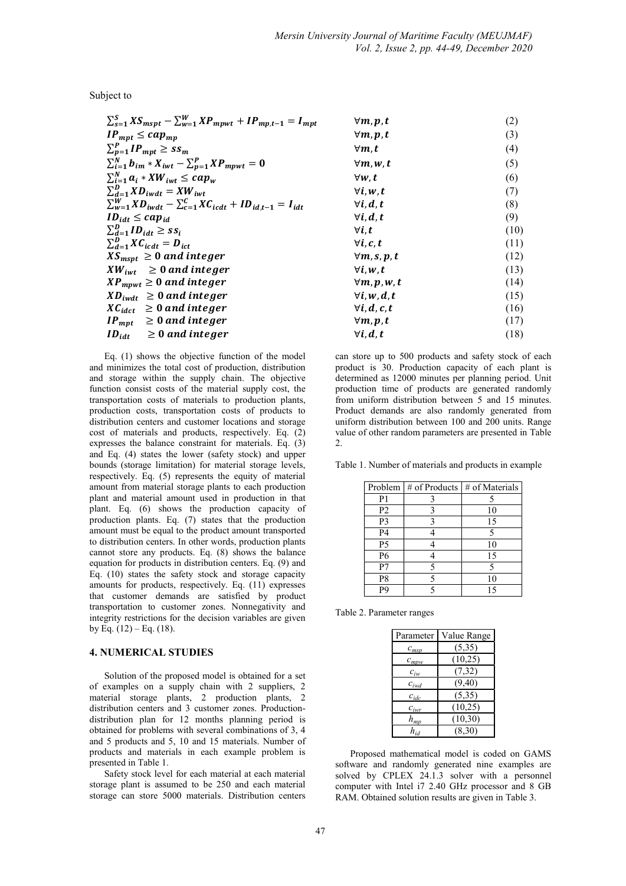Subject to

$$\sum_{s=1}^{S} XS_{mspt} - \sum_{w=1}^{W} XP_{mpwt} + IP_{mp,t-1} = I_{mpt} \qquad \forall m,p,t \qquad (2)$$

$$IP_{mpt} \leq cap_{mp} \qquad \forall m,p,t \qquad (3)$$

$$\sum_{p=1}^{P} IP_{mpt} \geq ss_m \qquad \forall m,t \qquad (4)$$

$$\sum_{i=1}^{N} b_{im} * X_{iwt} - \sum_{p=1}^{P} XP_{mpwt} = 0 \qquad \forall m,w,t \qquad (5)$$

$$\sum_{i=1}^{N} a_i * XW_{iwt} \leq cap_w \qquad \forall w,t \qquad (6)$$

$$\sum_{d=1}^{D} XD_{iwdt} = XW_{iwt} \qquad \forall i,w,t \qquad (7)$$

$$\sum_{w=1}^{W} XD_{iwdt} - \sum_{c=1}^{C} XC_{icdt} + ID_{id,t-1} = I_{idt} \qquad \forall i,d,t \qquad (8)$$

$$ID_{idt} \leq cap_{id} \qquad \forall i,d,t \qquad (9)$$

$$\sum_{d=1}^{D} ID_{idt} \geq ss_i \qquad \forall i,t \qquad (10)$$

$$\sum_{d=1}^{D} XC_{icdt} = D_{ict} \qquad \forall i,c,t \qquad (11)$$

$$XS_{mspt} \geq 0 \text{ and integer} \qquad \forall m,s,p,t \qquad (12)$$

$$XW_{iwt} \geq 0 \text{ and integer} \qquad \forall i,w,t \qquad (13)$$

$$XP_{mpwt} \geq 0 \text{ and integer} \qquad \forall m,p,w,t \qquad (14)$$

$$XD_{iwdt} \geq 0 \text{ and integer} \qquad \forall i,w,d,t \qquad (15)$$

$$XC_{idct} \geq 0 \text{ and integer} \qquad \forall i,d,c,t \qquad (16)$$

$$IP_{mpt} \geq 0 \text{ and integer} \qquad \forall m,p,t \qquad (17)$$

$$ID_{idt} \geq 0 \text{ and integer} \qquad \forall i,d,t \qquad (18)$$

Eq. (1) shows the objective function of the model and minimizes the total cost of production, distribution and storage within the supply chain. The objective function consist costs of the material supply cost, the transportation costs of materials to production plants, production costs, transportation costs of products to distribution centers and customer locations and storage cost of materials and products, respectively. Eq. (2) expresses the balance constraint for materials. Eq. (3) and Eq. (4) states the lower (safety stock) and upper bounds (storage limitation) for material storage levels, respectively. Eq. (5) represents the equity of material amount from material storage plants to each production plant and material amount used in production in that plant. Eq. (6) shows the production capacity of production plants. Eq. (7) states that the production amount must be equal to the product amount transported to distribution centers. In other words, production plants cannot store any products. Eq. (8) shows the balance equation for products in distribution centers. Eq. (9) and Eq. (10) states the safety stock and storage capacity amounts for products, respectively. Eq. (11) expresses that customer demands are satisfied by product transportation to customer zones. Nonnegativity and integrity restrictions for the decision variables are given by Eq. (12) – Eq. (18).

## 4. NUMERICAL STUDIES

Solution of the proposed model is obtained for a set of examples on a supply chain with 2 suppliers, 2 material storage plants, 2 production plants, 2 distribution centers and 3 customer zones. Production-distribution plan for 12 months planning period is obtained for problems with several combinations of 3, 4 and 5 products and 5, 10 and 15 materials. Number of products and materials in each example problem is presented in Table 1.

Safety stock level for each material at each material storage plant is assumed to be 250 and each material storage can store 5000 materials. Distribution centers can store up to 500 products and safety stock of each product is 30. Production capacity of each plant is determined as 12000 minutes per planning period. Unit production time of products are generated randomly from uniform distribution between 5 and 15 minutes. Product demands are also randomly generated from uniform distribution between 100 and 200 units. Range value of other random parameters are presented in Table 2.

Table 1. Number of materials and products in example

| Problem | # of Products | # of Materials |
|---|---|---|
| P1 | 3 | 5 |
| P2 | 3 | 10 |
| P3 | 3 | 15 |
| P4 | 4 | 5 |
| P5 | 4 | 10 |
| P6 | 4 | 15 |
| P7 | 5 | 5 |
| P8 | 5 | 10 |
| P9 | 5 | 15 |

Table 2. Parameter ranges

| Parameter | Value Range |
|---|---|
| $c_{msp}$ | (5,35) |
| $c_{mpw}$ | (10,25) |
| $c_{iw}$ | (7,32) |
| $c_{iwd}$ | (9,40) |
| $c_{idc}$ | (5,35) |
| $c_{iwr}$ | (10,25) |
| $h_{mp}$ | (10,30) |
| $h_{id}$ | (8,30) |

Proposed mathematical model is coded on GAMS software and randomly generated nine examples are solved by CPLEX 24.1.3 solver with a personnel computer with Intel i7 2.40 GHz processor and 8 GB RAM. Obtained solution results are given in Table 3.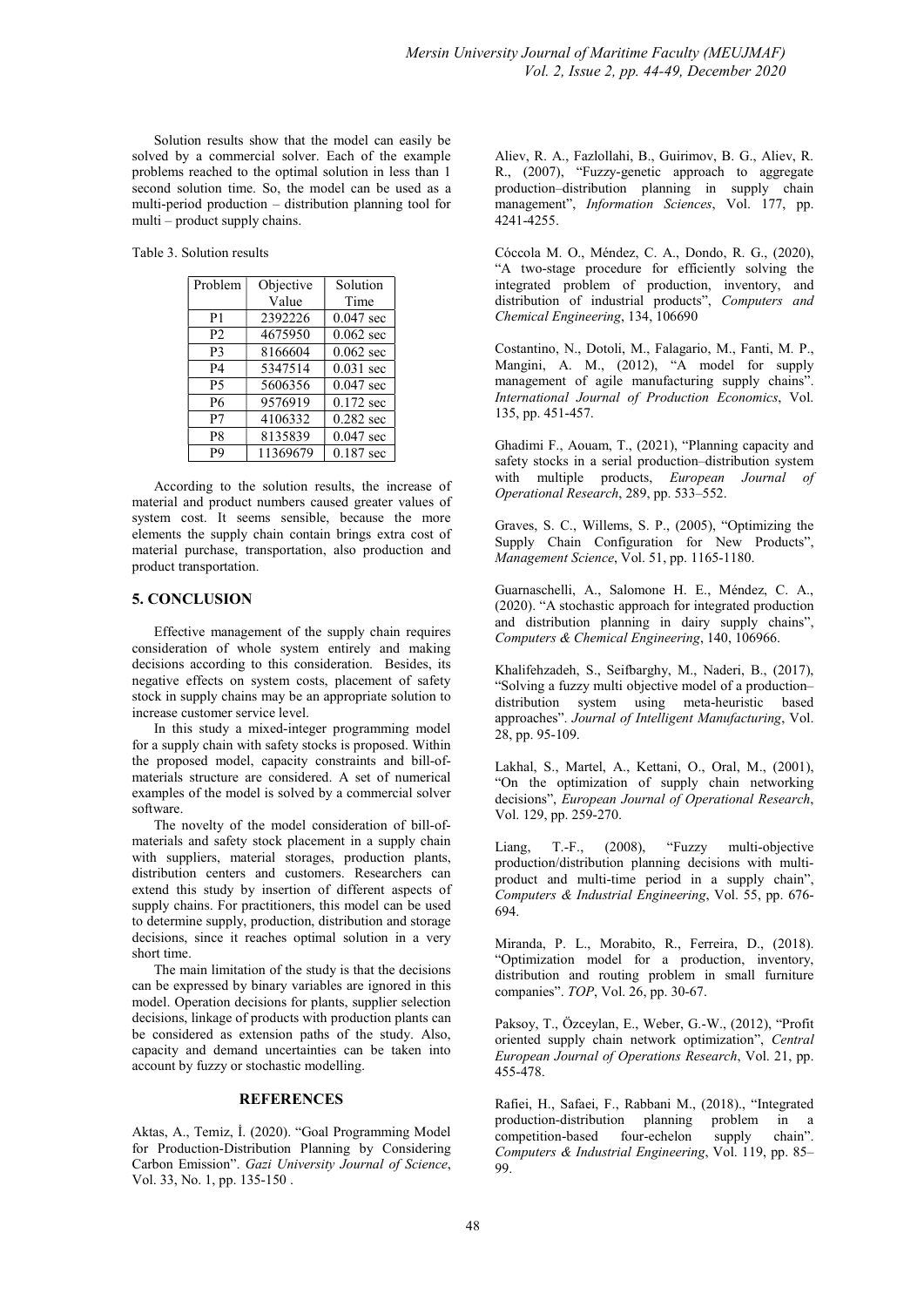Solution results show that the model can easily be solved by a commercial solver. Each of the example problems reached to the optimal solution in less than 1 second solution time. So, the model can be used as a multi-period production – distribution planning tool for multi – product supply chains.

Table 3. Solution results

| Problem | Objective Value | Solution Time |
|---|---|---|
| P1 | 2392226 | 0.047 sec |
| P2 | 4675950 | 0.062 sec |
| P3 | 8166604 | 0.062 sec |
| P4 | 5347514 | 0.031 sec |
| P5 | 5606356 | 0.047 sec |
| P6 | 9576919 | 0.172 sec |
| P7 | 4106332 | 0.282 sec |
| P8 | 8135839 | 0.047 sec |
| P9 | 11369679 | 0.187 sec |

According to the solution results, the increase of material and product numbers caused greater values of system cost. It seems sensible, because the more elements the supply chain contain brings extra cost of material purchase, transportation, also production and product transportation.

## 5. CONCLUSION

Effective management of the supply chain requires consideration of whole system entirely and making decisions according to this consideration. Besides, its negative effects on system costs, placement of safety stock in supply chains may be an appropriate solution to increase customer service level.

In this study a mixed-integer programming model for a supply chain with safety stocks is proposed. Within the proposed model, capacity constraints and bill-of-materials structure are considered. A set of numerical examples of the model is solved by a commercial solver software.

The novelty of the model consideration of bill-of-materials and safety stock placement in a supply chain with suppliers, material storages, production plants, distribution centers and customers. Researchers can extend this study by insertion of different aspects of supply chains. For practitioners, this model can be used to determine supply, production, distribution and storage decisions, since it reaches optimal solution in a very short time.

The main limitation of the study is that the decisions can be expressed by binary variables are ignored in this model. Operation decisions for plants, supplier selection decisions, linkage of products with production plants can be considered as extension paths of the study. Also, capacity and demand uncertainties can be taken into account by fuzzy or stochastic modelling.

## REFERENCES

Aktas, A., Temiz, İ. (2020). "Goal Programming Model for Production-Distribution Planning by Considering Carbon Emission". *Gazi University Journal of Science*, Vol. 33, No. 1, pp. 135-150 .

Aliev, R. A., Fazlollahi, B., Guirimov, B. G., Aliev, R. R., (2007), "Fuzzy-genetic approach to aggregate production–distribution planning in supply chain management", *Information Sciences*, Vol. 177, pp. 4241-4255.

Cóccola M. O., Méndez, C. A., Dondo, R. G., (2020), "A two-stage procedure for efficiently solving the integrated problem of production, inventory, and distribution of industrial products", *Computers and Chemical Engineering*, 134, 106690

Costantino, N., Dotoli, M., Falagario, M., Fanti, M. P., Mangini, A. M., (2012), "A model for supply management of agile manufacturing supply chains". *International Journal of Production Economics*, Vol. 135, pp. 451-457.

Ghadimi F., Aouam, T., (2021), "Planning capacity and safety stocks in a serial production–distribution system with multiple products, *European Journal of Operational Research*, 289, pp. 533–552.

Graves, S. C., Willems, S. P., (2005), "Optimizing the Supply Chain Configuration for New Products", *Management Science*, Vol. 51, pp. 1165-1180.

Guarnaschelli, A., Salomone H. E., Méndez, C. A., (2020). "A stochastic approach for integrated production and distribution planning in dairy supply chains", *Computers & Chemical Engineering*, 140, 106966.

Khalifehzadeh, S., Seifbarghy, M., Naderi, B., (2017), "Solving a fuzzy multi objective model of a production–distribution system using meta-heuristic based approaches". *Journal of Intelligent Manufacturing*, Vol. 28, pp. 95-109.

Lakhal, S., Martel, A., Kettani, O., Oral, M., (2001), "On the optimization of supply chain networking decisions", *European Journal of Operational Research*, Vol. 129, pp. 259-270.

Liang, T.-F., (2008), "Fuzzy multi-objective production/distribution planning decisions with multi-product and multi-time period in a supply chain", *Computers & Industrial Engineering*, Vol. 55, pp. 676-694.

Miranda, P. L., Morabito, R., Ferreira, D., (2018). "Optimization model for a production, inventory, distribution and routing problem in small furniture companies". *TOP*, Vol. 26, pp. 30-67.

Paksoy, T., Özceylan, E., Weber, G.-W., (2012), "Profit oriented supply chain network optimization", *Central European Journal of Operations Research*, Vol. 21, pp. 455-478.

Rafiei, H., Safaei, F., Rabbani M., (2018)., "Integrated production-distribution planning problem in a competition-based four-echelon supply chain". *Computers & Industrial Engineering*, Vol. 119, pp. 85–99.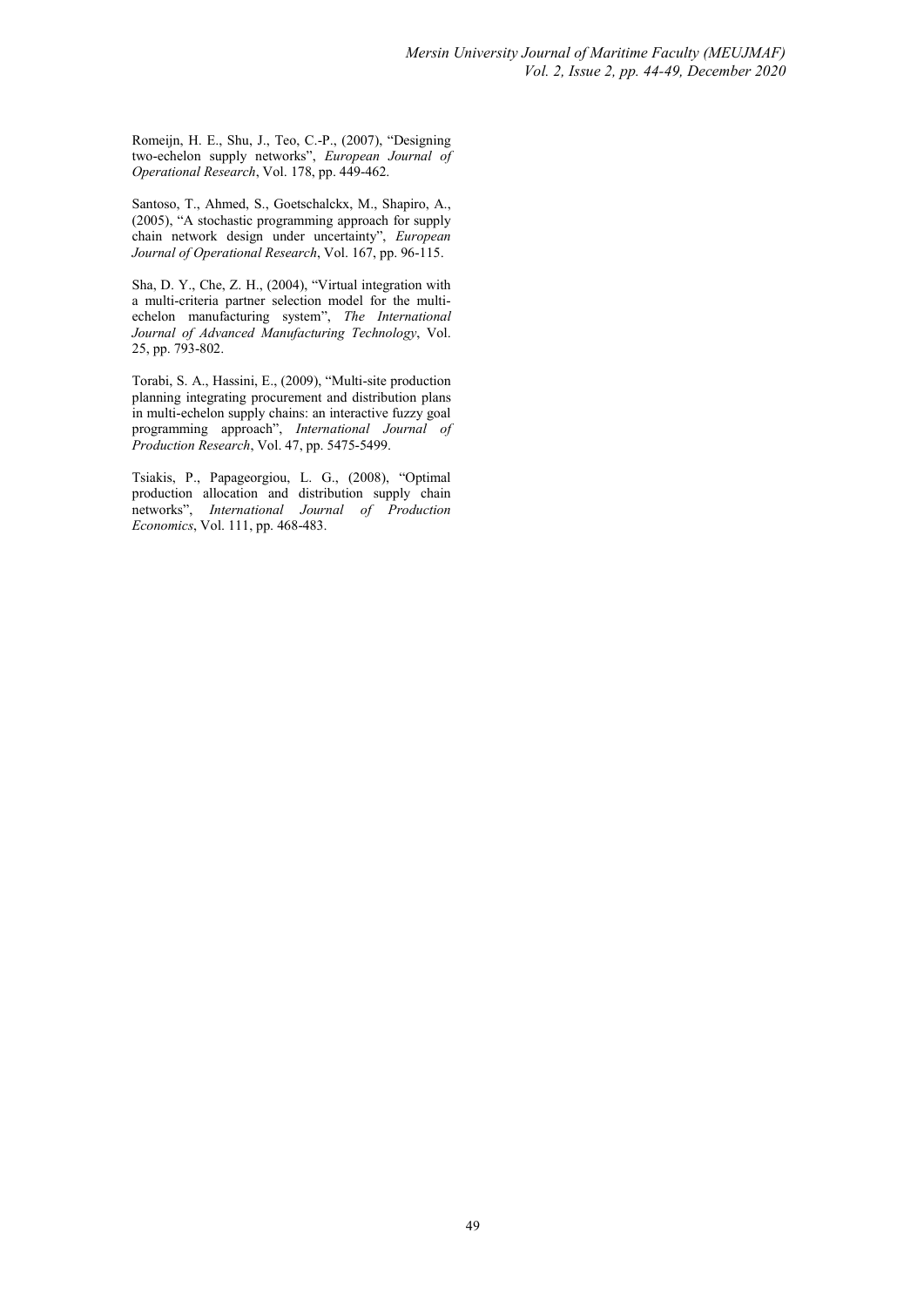Romeijn, H. E., Shu, J., Teo, C.-P., (2007), "Designing two-echelon supply networks", *European Journal of Operational Research*, Vol. 178, pp. 449-462.

Santoso, T., Ahmed, S., Goetschalckx, M., Shapiro, A., (2005), "A stochastic programming approach for supply chain network design under uncertainty", *European Journal of Operational Research*, Vol. 167, pp. 96-115.

Sha, D. Y., Che, Z. H., (2004), "Virtual integration with a multi-criteria partner selection model for the multi-echelon manufacturing system", *The International Journal of Advanced Manufacturing Technology*, Vol. 25, pp. 793-802.

Torabi, S. A., Hassini, E., (2009), "Multi-site production planning integrating procurement and distribution plans in multi-echelon supply chains: an interactive fuzzy goal programming approach", *International Journal of Production Research*, Vol. 47, pp. 5475-5499.

Tsiakis, P., Papageorgiou, L. G., (2008), "Optimal production allocation and distribution supply chain networks", *International Journal of Production Economics*, Vol. 111, pp. 468-483.